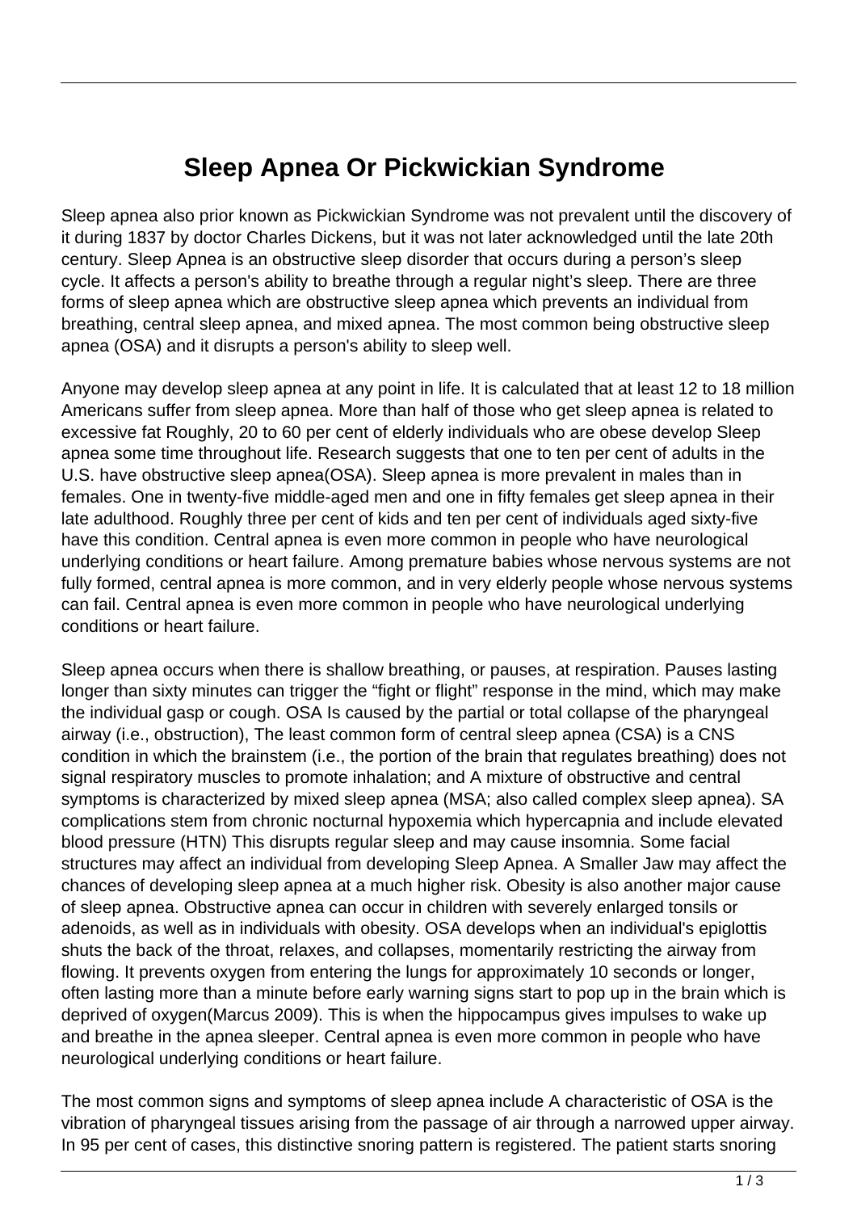# Sleep Apnea Or Pickwickian Syndrome

Sleep apnea also prior known as Pickwickian Syndrome was not prevalent until the discovery of it during 1837 by doctor Charles Dickens, but it was not later acknowledged until the late 20th century. Sleep Apnea is an obstructive sleep disorder that occurs during a person's sleep cycle. It affects a person's ability to breathe through a regular night's sleep. There are three forms of sleep apnea which are obstructive sleep apnea which prevents an individual from breathing, central sleep apnea, and mixed apnea. The most common being obstructive sleep apnea (OSA) and it disrupts a person's ability to sleep well.

Anyone may develop sleep apnea at any point in life. It is calculated that at least 12 to 18 million Americans suffer from sleep apnea. More than half of those who get sleep apnea is related to excessive fat Roughly, 20 to 60 per cent of elderly individuals who are obese develop Sleep apnea some time throughout life. Research suggests that one to ten per cent of adults in the U.S. have obstructive sleep apnea(OSA). Sleep apnea is more prevalent in males than in females. One in twenty-five middle-aged men and one in fifty females get sleep apnea in their late adulthood. Roughly three per cent of kids and ten per cent of individuals aged sixty-five have this condition. Central apnea is even more common in people who have neurological underlying conditions or heart failure. Among premature babies whose nervous systems are not fully formed, central apnea is more common, and in very elderly people whose nervous systems can fail. Central apnea is even more common in people who have neurological underlying conditions or heart failure.

Sleep apnea occurs when there is shallow breathing, or pauses, at respiration. Pauses lasting longer than sixty minutes can trigger the "fight or flight" response in the mind, which may make the individual gasp or cough. OSA Is caused by the partial or total collapse of the pharyngeal airway (i.e., obstruction), The least common form of central sleep apnea (CSA) is a CNS condition in which the brainstem (i.e., the portion of the brain that regulates breathing) does not signal respiratory muscles to promote inhalation; and A mixture of obstructive and central symptoms is characterized by mixed sleep apnea (MSA; also called complex sleep apnea). SA complications stem from chronic nocturnal hypoxemia which hypercapnia and include elevated blood pressure (HTN) This disrupts regular sleep and may cause insomnia. Some facial structures may affect an individual from developing Sleep Apnea. A Smaller Jaw may affect the chances of developing sleep apnea at a much higher risk. Obesity is also another major cause of sleep apnea. Obstructive apnea can occur in children with severely enlarged tonsils or adenoids, as well as in individuals with obesity. OSA develops when an individual's epiglottis shuts the back of the throat, relaxes, and collapses, momentarily restricting the airway from flowing. It prevents oxygen from entering the lungs for approximately 10 seconds or longer, often lasting more than a minute before early warning signs start to pop up in the brain which is deprived of oxygen(Marcus 2009). This is when the hippocampus gives impulses to wake up and breathe in the apnea sleeper. Central apnea is even more common in people who have neurological underlying conditions or heart failure.

The most common signs and symptoms of sleep apnea include A characteristic of OSA is the vibration of pharyngeal tissues arising from the passage of air through a narrowed upper airway. In 95 per cent of cases, this distinctive snoring pattern is registered. The patient starts snoring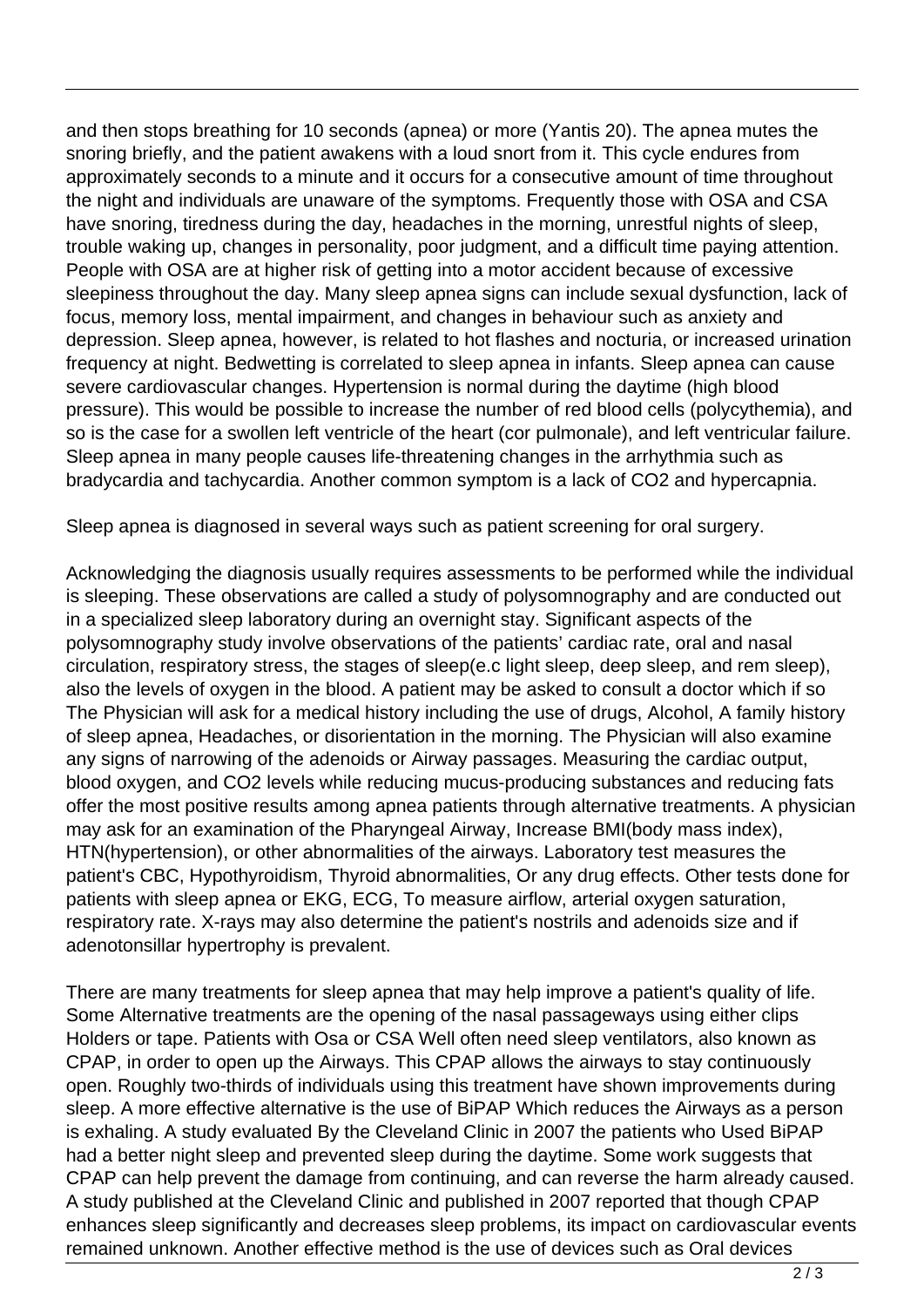and then stops breathing for 10 seconds (apnea) or more (Yantis 20). The apnea mutes the snoring briefly, and the patient awakens with a loud snort from it. This cycle endures from approximately seconds to a minute and it occurs for a consecutive amount of time throughout the night and individuals are unaware of the symptoms. Frequently those with OSA and CSA have snoring, tiredness during the day, headaches in the morning, unrestful nights of sleep, trouble waking up, changes in personality, poor judgment, and a difficult time paying attention. People with OSA are at higher risk of getting into a motor accident because of excessive sleepiness throughout the day. Many sleep apnea signs can include sexual dysfunction, lack of focus, memory loss, mental impairment, and changes in behaviour such as anxiety and depression. Sleep apnea, however, is related to hot flashes and nocturia, or increased urination frequency at night. Bedwetting is correlated to sleep apnea in infants. Sleep apnea can cause severe cardiovascular changes. Hypertension is normal during the daytime (high blood pressure). This would be possible to increase the number of red blood cells (polycythemia), and so is the case for a swollen left ventricle of the heart (cor pulmonale), and left ventricular failure. Sleep apnea in many people causes life-threatening changes in the arrhythmia such as bradycardia and tachycardia. Another common symptom is a lack of $CO_2$ and hypercapnia.

Sleep apnea is diagnosed in several ways such as patient screening for oral surgery.

Acknowledging the diagnosis usually requires assessments to be performed while the individual is sleeping. These observations are called a study of polysomnography and are conducted out in a specialized sleep laboratory during an overnight stay. Significant aspects of the polysomnography study involve observations of the patients' cardiac rate, oral and nasal circulation, respiratory stress, the stages of sleep(e.c light sleep, deep sleep, and rem sleep), also the levels of oxygen in the blood. A patient may be asked to consult a doctor which if so The Physician will ask for a medical history including the use of drugs, Alcohol, A family history of sleep apnea, Headaches, or disorientation in the morning. The Physician will also examine any signs of narrowing of the adenoids or Airway passages. Measuring the cardiac output, blood oxygen, and $CO_2$ levels while reducing mucus-producing substances and reducing fats offer the most positive results among apnea patients through alternative treatments. A physician may ask for an examination of the Pharyngeal Airway, Increase BMI(body mass index), HTN(hypertension), or other abnormalities of the airways. Laboratory test measures the patient's CBC, Hypothyroidism, Thyroid abnormalities, Or any drug effects. Other tests done for patients with sleep apnea or EKG, ECG, To measure airflow, arterial oxygen saturation, respiratory rate. X-rays may also determine the patient's nostrils and adenoids size and if adenotonsillar hypertrophy is prevalent.

There are many treatments for sleep apnea that may help improve a patient's quality of life. Some Alternative treatments are the opening of the nasal passageways using either clips Holders or tape. Patients with Osa or CSA Well often need sleep ventilators, also known as CPAP, in order to open up the Airways. This CPAP allows the airways to stay continuously open. Roughly two-thirds of individuals using this treatment have shown improvements during sleep. A more effective alternative is the use of BiPAP Which reduces the Airways as a person is exhaling. A study evaluated By the Cleveland Clinic in 2007 the patients who Used BiPAP had a better night sleep and prevented sleep during the daytime. Some work suggests that CPAP can help prevent the damage from continuing, and can reverse the harm already caused. A study published at the Cleveland Clinic and published in 2007 reported that though CPAP enhances sleep significantly and decreases sleep problems, its impact on cardiovascular events remained unknown. Another effective method is the use of devices such as Oral devices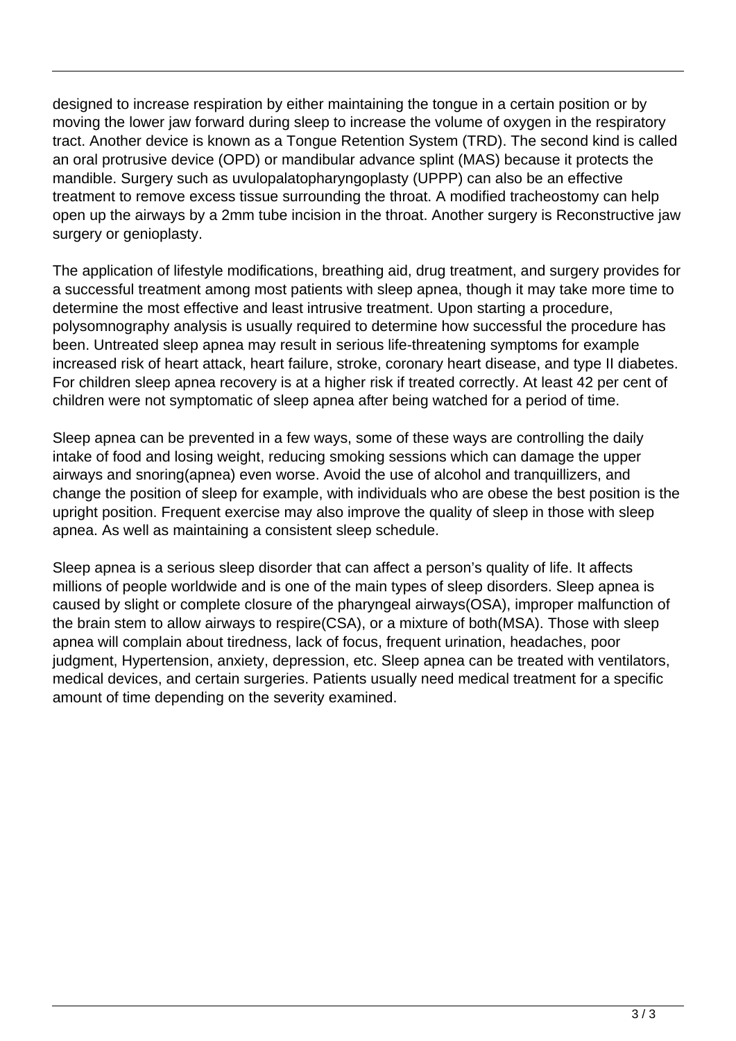designed to increase respiration by either maintaining the tongue in a certain position or by moving the lower jaw forward during sleep to increase the volume of oxygen in the respiratory tract. Another device is known as a Tongue Retention System (TRD). The second kind is called an oral protrusive device (OPD) or mandibular advance splint (MAS) because it protects the mandible. Surgery such as uvulopalatopharyngoplasty (UPPP) can also be an effective treatment to remove excess tissue surrounding the throat. A modified tracheostomy can help open up the airways by a 2mm tube incision in the throat. Another surgery is Reconstructive jaw surgery or genioplasty.

The application of lifestyle modifications, breathing aid, drug treatment, and surgery provides for a successful treatment among most patients with sleep apnea, though it may take more time to determine the most effective and least intrusive treatment. Upon starting a procedure, polysomnography analysis is usually required to determine how successful the procedure has been. Untreated sleep apnea may result in serious life-threatening symptoms for example increased risk of heart attack, heart failure, stroke, coronary heart disease, and type II diabetes. For children sleep apnea recovery is at a higher risk if treated correctly. At least 42 per cent of children were not symptomatic of sleep apnea after being watched for a period of time.

Sleep apnea can be prevented in a few ways, some of these ways are controlling the daily intake of food and losing weight, reducing smoking sessions which can damage the upper airways and snoring(apnea) even worse. Avoid the use of alcohol and tranquillizers, and change the position of sleep for example, with individuals who are obese the best position is the upright position. Frequent exercise may also improve the quality of sleep in those with sleep apnea. As well as maintaining a consistent sleep schedule.

Sleep apnea is a serious sleep disorder that can affect a person's quality of life. It affects millions of people worldwide and is one of the main types of sleep disorders. Sleep apnea is caused by slight or complete closure of the pharyngeal airways(OSA), improper malfunction of the brain stem to allow airways to respire(CSA), or a mixture of both(MSA). Those with sleep apnea will complain about tiredness, lack of focus, frequent urination, headaches, poor judgment, Hypertension, anxiety, depression, etc. Sleep apnea can be treated with ventilators, medical devices, and certain surgeries. Patients usually need medical treatment for a specific amount of time depending on the severity examined.